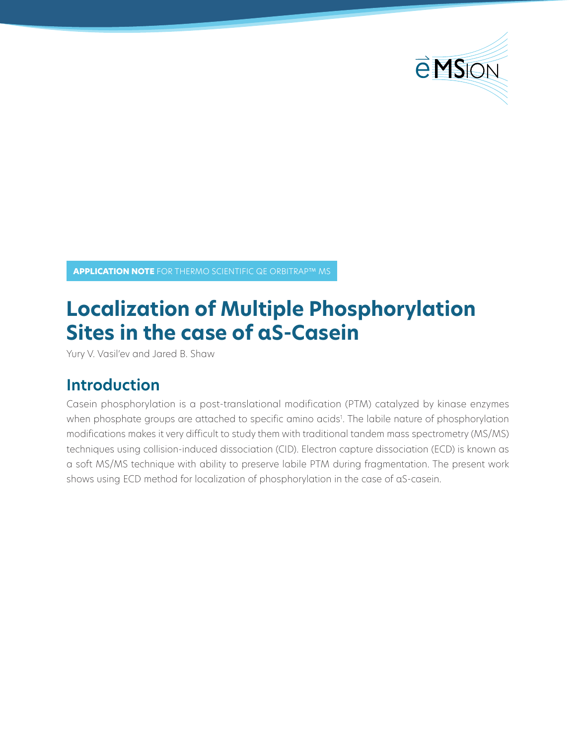**APPLICATION NOTE** FOR THERMO SCIENTIFIC QE ORBITRAP™ MS

# Localization of Multiple Phosphorylation Sites in the case of αS-Casein

Yury V. Vasil'ev and Jared B. Shaw

## Introduction

Casein phosphorylation is a post-translational modification (PTM) catalyzed by kinase enzymes when phosphate groups are attached to specific amino acids[1]. The labile nature of phosphorylation modifications makes it very difficult to study them with traditional tandem mass spectrometry (MS/MS) techniques using collision-induced dissociation (CID). Electron capture dissociation (ECD) is known as a soft MS/MS technique with ability to preserve labile PTM during fragmentation. The present work shows using ECD method for localization of phosphorylation in the case of αS-casein.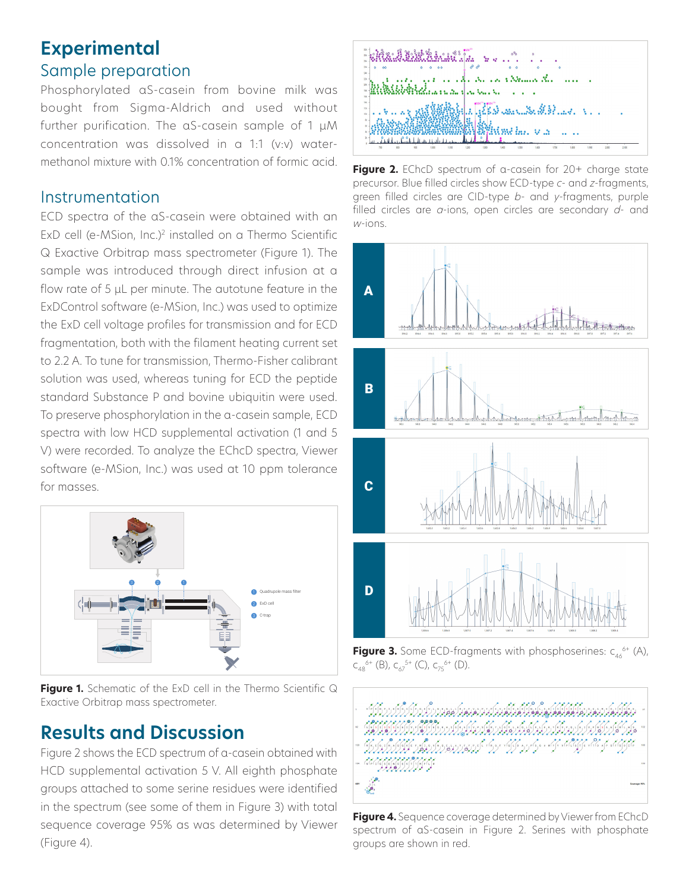# Experimental

## Sample preparation

Phosphorylated αS-casein from bovine milk was bought from Sigma-Aldrich and used without further purification. The αS-casein sample of 1 μM concentration was dissolved in a 1:1 (v:v) water-methanol mixture with 0.1% concentration of formic acid.

## Instrumentation

ECD spectra of the αS-casein were obtained with an ExD cell (e-MSion, Inc.)[2] installed on a Thermo Scientific Q Exactive Orbitrap mass spectrometer (Figure 1). The sample was introduced through direct infusion at a flow rate of 5 μL per minute. The autotune feature in the ExDControl software (e-MSion, Inc.) was used to optimize the ExD cell voltage profiles for transmission and for ECD fragmentation, both with the filament heating current set to 2.2 A. To tune for transmission, Thermo-Fisher calibrant solution was used, whereas tuning for ECD the peptide standard Substance P and bovine ubiquitin were used. To preserve phosphorylation in the α-casein sample, ECD spectra with low HCD supplemental activation (1 and 5 V) were recorded. To analyze the EChcD spectra, Viewer software (e-MSion, Inc.) was used at 10 ppm tolerance for masses.

**Figure 1.** Schematic of the ExD cell in the Thermo Scientific Q Exactive Orbitrap mass spectrometer.

# Results and Discussion

Figure 2 shows the ECD spectrum of α-casein obtained with HCD supplemental activation 5 V. All eighth phosphate groups attached to some serine residues were identified in the spectrum (see some of them in Figure 3) with total sequence coverage 95% as was determined by Viewer (Figure 4).

**Figure 2.** EChcD spectrum of α-casein for 20+ charge state precursor. Blue filled circles show ECD-type *c*- and *z*-fragments, green filled circles are CID-type *b*- and *y*-fragments, purple filled circles are *a*-ions, open circles are secondary *d*- and *w*-ions.

**Figure 3.** Some ECD-fragments with phosphoserines: $c_{46}^{6+}$ (A), $c_{48}^{6+}$ (B), $c_{67}^{5+}$ (C), $c_{75}^{6+}$ (D).

**Figure 4.** Sequence coverage determined by Viewer from EChcD spectrum of αS-casein in Figure 2. Serines with phosphate groups are shown in red.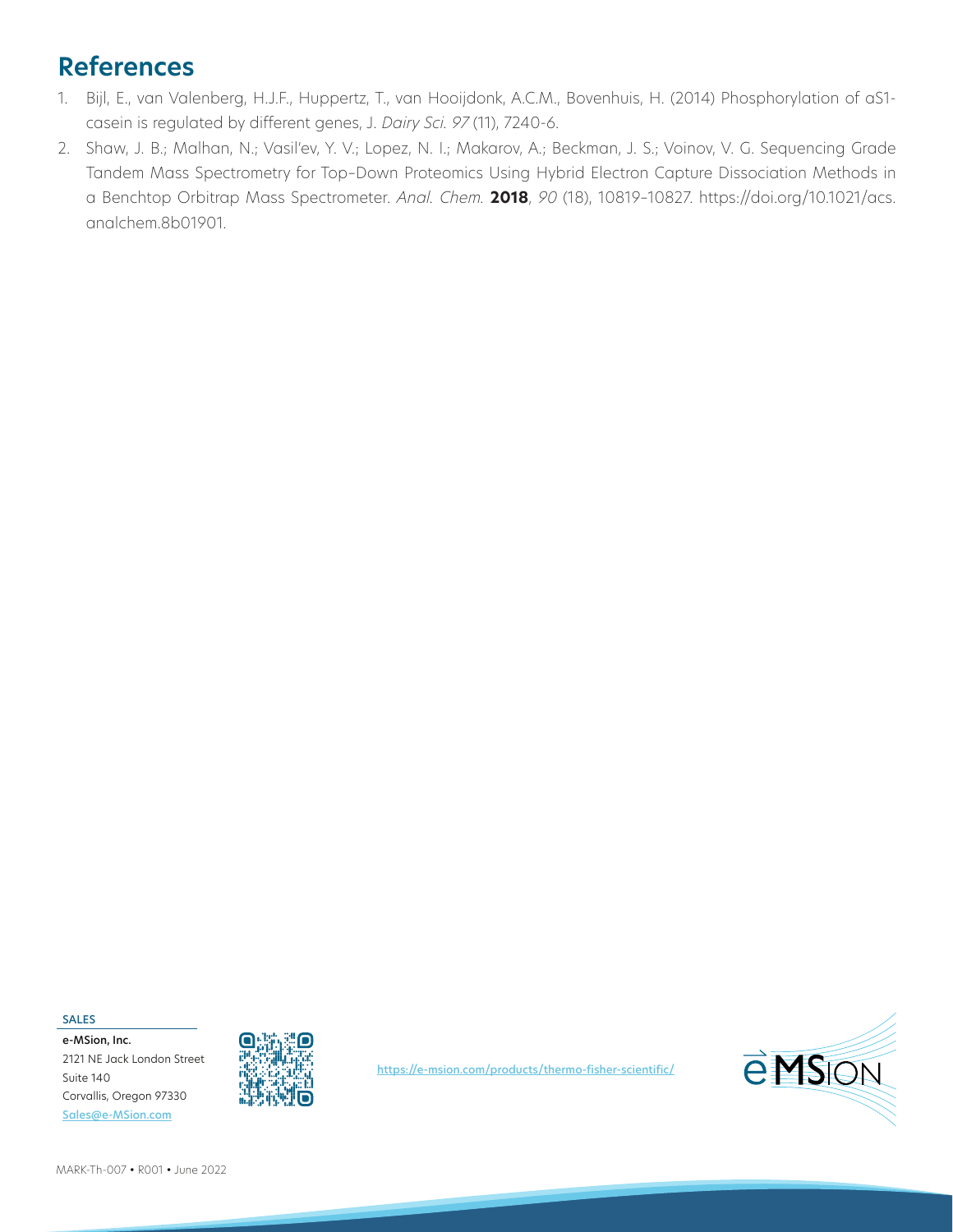## References

1. Bijl, E., van Valenberg, H.J.F., Huppertz, T., van Hooijdonk, A.C.M., Bovenhuis, H. (2014) Phosphorylation of αS1-casein is regulated by different genes, J. *Dairy Sci. 97* (11), 7240-6.
2. Shaw, J. B.; Malhan, N.; Vasil'ev, Y. V.; Lopez, N. I.; Makarov, A.; Beckman, J. S.; Voinov, V. G. Sequencing Grade Tandem Mass Spectrometry for Top–Down Proteomics Using Hybrid Electron Capture Dissociation Methods in a Benchtop Orbitrap Mass Spectrometer. *Anal. Chem.* **2018**, *90* (18), 10819–10827. https://doi.org/10.1021/acs.analchem.8b01901.

**SALES**

**e-MSion, Inc.**
2121 NE Jack London Street
Suite 140
Corvallis, Oregon 97330
Sales@e-MSion.com

https://e-msion.com/products/thermo-fisher-scientific/

MARK-Th-007 • R001 • June 2022